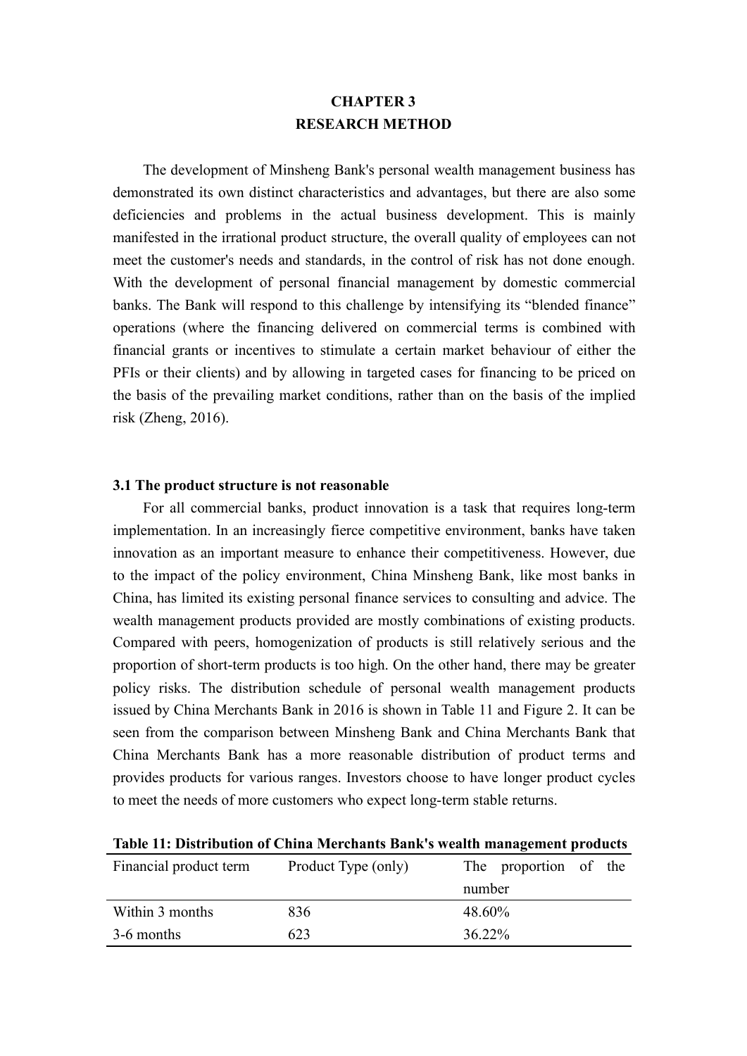# CHAPTER 3
# RESEARCH METHOD

The development of Minsheng Bank's personal wealth management business has demonstrated its own distinct characteristics and advantages, but there are also some deficiencies and problems in the actual business development. This is mainly manifested in the irrational product structure, the overall quality of employees can not meet the customer's needs and standards, in the control of risk has not done enough. With the development of personal financial management by domestic commercial banks. The Bank will respond to this challenge by intensifying its "blended finance" operations (where the financing delivered on commercial terms is combined with financial grants or incentives to stimulate a certain market behaviour of either the PFIs or their clients) and by allowing in targeted cases for financing to be priced on the basis of the prevailing market conditions, rather than on the basis of the implied risk (Zheng, 2016).

## 3.1 The product structure is not reasonable

For all commercial banks, product innovation is a task that requires long-term implementation. In an increasingly fierce competitive environment, banks have taken innovation as an important measure to enhance their competitiveness. However, due to the impact of the policy environment, China Minsheng Bank, like most banks in China, has limited its existing personal finance services to consulting and advice. The wealth management products provided are mostly combinations of existing products. Compared with peers, homogenization of products is still relatively serious and the proportion of short-term products is too high. On the other hand, there may be greater policy risks. The distribution schedule of personal wealth management products issued by China Merchants Bank in 2016 is shown in Table 11 and Figure 2. It can be seen from the comparison between Minsheng Bank and China Merchants Bank that China Merchants Bank has a more reasonable distribution of product terms and provides products for various ranges. Investors choose to have longer product cycles to meet the needs of more customers who expect long-term stable returns.

**Table 11: Distribution of China Merchants Bank's wealth management products**

| Financial product term | Product Type (only) | The proportion of the number |
|---|---|---|
| Within 3 months | 836 | 48.60% |
| 3-6 months | 623 | 36.22% |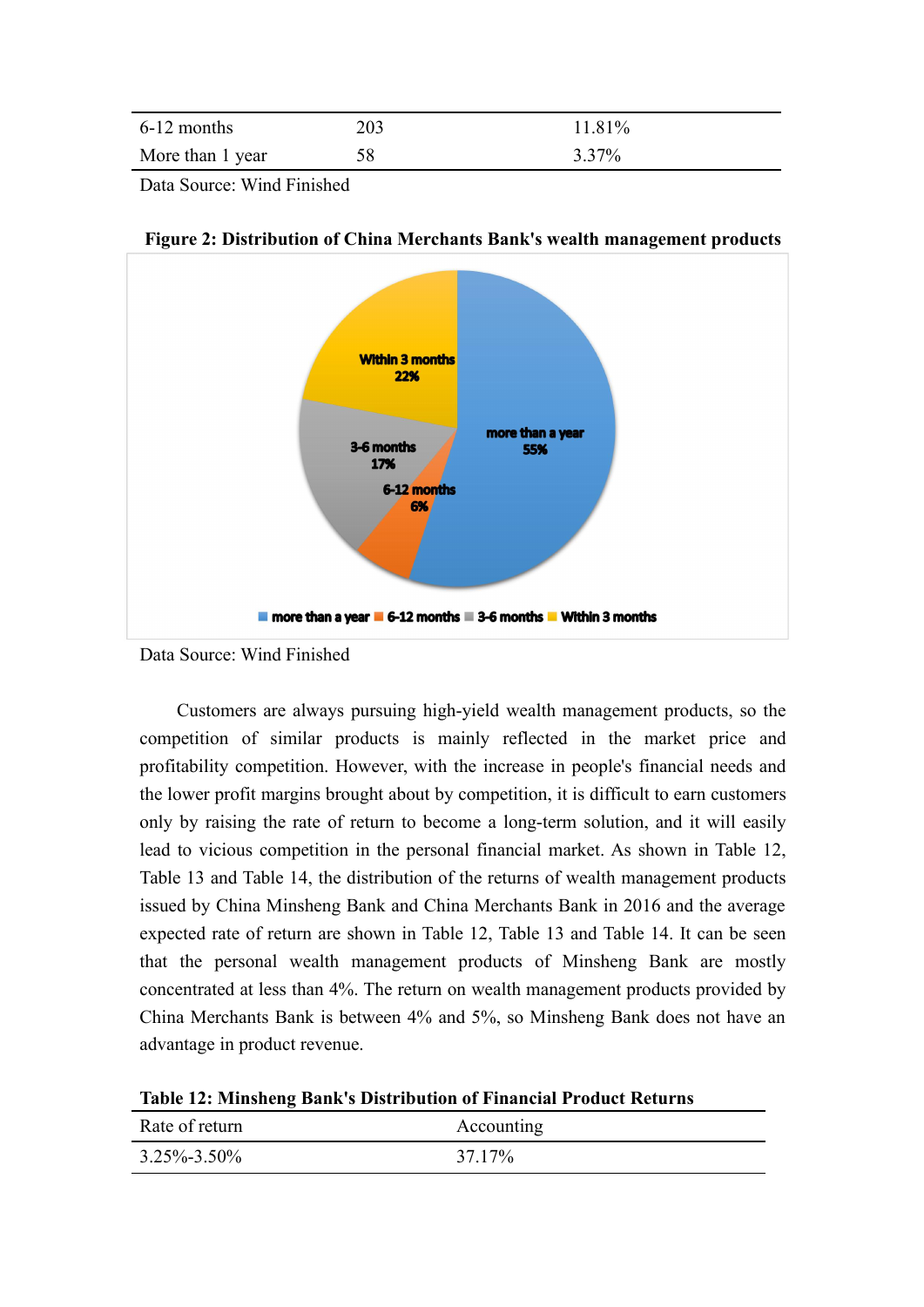| 6-12 months | 203 | 11.81% |
|---|---|---|
| More than 1 year | 58 | 3.37% |

Data Source: Wind Finished

**Figure 2: Distribution of China Merchants Bank's wealth management products**

Data Source: Wind Finished

Customers are always pursuing high-yield wealth management products, so the competition of similar products is mainly reflected in the market price and profitability competition. However, with the increase in people's financial needs and the lower profit margins brought about by competition, it is difficult to earn customers only by raising the rate of return to become a long-term solution, and it will easily lead to vicious competition in the personal financial market. As shown in Table 12, Table 13 and Table 14, the distribution of the returns of wealth management products issued by China Minsheng Bank and China Merchants Bank in 2016 and the average expected rate of return are shown in Table 12, Table 13 and Table 14. It can be seen that the personal wealth management products of Minsheng Bank are mostly concentrated at less than 4%. The return on wealth management products provided by China Merchants Bank is between 4% and 5%, so Minsheng Bank does not have an advantage in product revenue.

**Table 12: Minsheng Bank's Distribution of Financial Product Returns**

| Rate of return | Accounting |
|---|---|
| 3.25%-3.50% | 37.17% |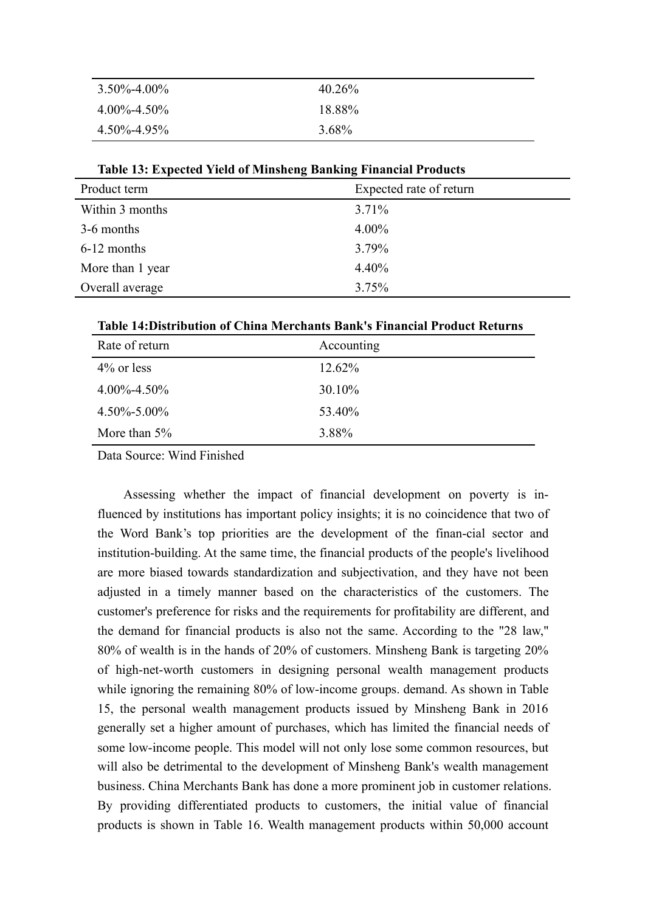| | |
|---|---|
| 3.50%-4.00% | 40.26% |
| 4.00%-4.50% | 18.88% |
| 4.50%-4.95% | 3.68% |

**Table 13: Expected Yield of Minsheng Banking Financial Products**

| Product term | Expected rate of return |
|---|---|
| Within 3 months | 3.71% |
| 3-6 months | 4.00% |
| 6-12 months | 3.79% |
| More than 1 year | 4.40% |
| Overall average | 3.75% |

**Table 14:Distribution of China Merchants Bank's Financial Product Returns**

| Rate of return | Accounting |
|---|---|
| 4% or less | 12.62% |
| 4.00%-4.50% | 30.10% |
| 4.50%-5.00% | 53.40% |
| More than 5% | 3.88% |

Data Source: Wind Finished

Assessing whether the impact of financial development on poverty is in-fluenced by institutions has important policy insights; it is no coincidence that two of the Word Bank's top priorities are the development of the finan-cial sector and institution-building. At the same time, the financial products of the people's livelihood are more biased towards standardization and subjectivation, and they have not been adjusted in a timely manner based on the characteristics of the customers. The customer's preference for risks and the requirements for profitability are different, and the demand for financial products is also not the same. According to the "28 law," 80% of wealth is in the hands of 20% of customers. Minsheng Bank is targeting 20% of high-net-worth customers in designing personal wealth management products while ignoring the remaining 80% of low-income groups. demand. As shown in Table 15, the personal wealth management products issued by Minsheng Bank in 2016 generally set a higher amount of purchases, which has limited the financial needs of some low-income people. This model will not only lose some common resources, but will also be detrimental to the development of Minsheng Bank's wealth management business. China Merchants Bank has done a more prominent job in customer relations. By providing differentiated products to customers, the initial value of financial products is shown in Table 16. Wealth management products within 50,000 account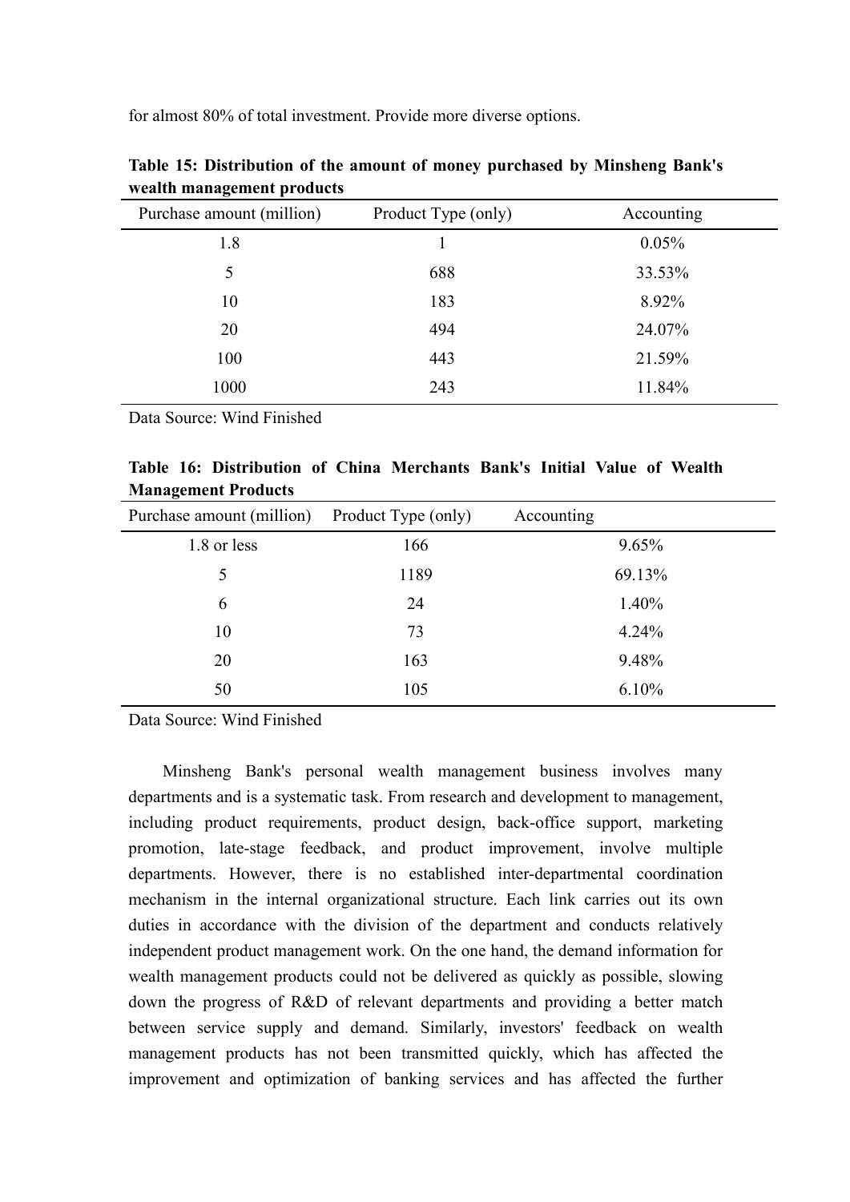for almost 80% of total investment. Provide more diverse options.

**Table 15: Distribution of the amount of money purchased by Minsheng Bank's wealth management products**

| Purchase amount (million) | Product Type (only) | Accounting |
|---|---|---|
| 1.8 | 1 | 0.05% |
| 5 | 688 | 33.53% |
| 10 | 183 | 8.92% |
| 20 | 494 | 24.07% |
| 100 | 443 | 21.59% |
| 1000 | 243 | 11.84% |

Data Source: Wind Finished

**Table 16: Distribution of China Merchants Bank's Initial Value of Wealth Management Products**

| Purchase amount (million) | Product Type (only) | Accounting |
|---|---|---|
| 1.8 or less | 166 | 9.65% |
| 5 | 1189 | 69.13% |
| 6 | 24 | 1.40% |
| 10 | 73 | 4.24% |
| 20 | 163 | 9.48% |
| 50 | 105 | 6.10% |

Data Source: Wind Finished

Minsheng Bank's personal wealth management business involves many departments and is a systematic task. From research and development to management, including product requirements, product design, back-office support, marketing promotion, late-stage feedback, and product improvement, involve multiple departments. However, there is no established inter-departmental coordination mechanism in the internal organizational structure. Each link carries out its own duties in accordance with the division of the department and conducts relatively independent product management work. On the one hand, the demand information for wealth management products could not be delivered as quickly as possible, slowing down the progress of R&D of relevant departments and providing a better match between service supply and demand. Similarly, investors' feedback on wealth management products has not been transmitted quickly, which has affected the improvement and optimization of banking services and has affected the further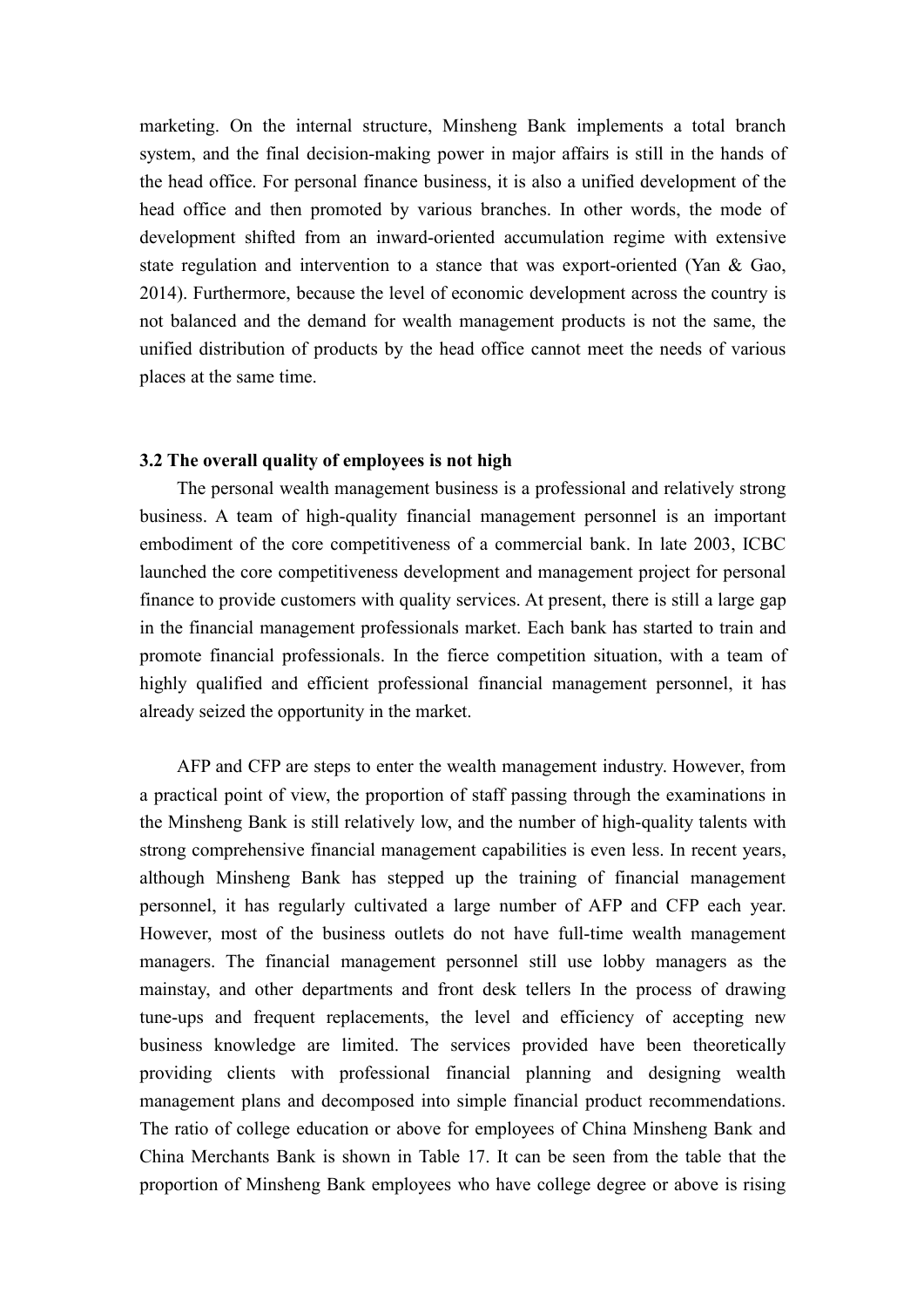marketing. On the internal structure, Minsheng Bank implements a total branch system, and the final decision-making power in major affairs is still in the hands of the head office. For personal finance business, it is also a unified development of the head office and then promoted by various branches. In other words, the mode of development shifted from an inward-oriented accumulation regime with extensive state regulation and intervention to a stance that was export-oriented (Yan & Gao, 2014). Furthermore, because the level of economic development across the country is not balanced and the demand for wealth management products is not the same, the unified distribution of products by the head office cannot meet the needs of various places at the same time.

**3.2 The overall quality of employees is not high**

The personal wealth management business is a professional and relatively strong business. A team of high-quality financial management personnel is an important embodiment of the core competitiveness of a commercial bank. In late 2003, ICBC launched the core competitiveness development and management project for personal finance to provide customers with quality services. At present, there is still a large gap in the financial management professionals market. Each bank has started to train and promote financial professionals. In the fierce competition situation, with a team of highly qualified and efficient professional financial management personnel, it has already seized the opportunity in the market.

AFP and CFP are steps to enter the wealth management industry. However, from a practical point of view, the proportion of staff passing through the examinations in the Minsheng Bank is still relatively low, and the number of high-quality talents with strong comprehensive financial management capabilities is even less. In recent years, although Minsheng Bank has stepped up the training of financial management personnel, it has regularly cultivated a large number of AFP and CFP each year. However, most of the business outlets do not have full-time wealth management managers. The financial management personnel still use lobby managers as the mainstay, and other departments and front desk tellers In the process of drawing tune-ups and frequent replacements, the level and efficiency of accepting new business knowledge are limited. The services provided have been theoretically providing clients with professional financial planning and designing wealth management plans and decomposed into simple financial product recommendations. The ratio of college education or above for employees of China Minsheng Bank and China Merchants Bank is shown in Table 17. It can be seen from the table that the proportion of Minsheng Bank employees who have college degree or above is rising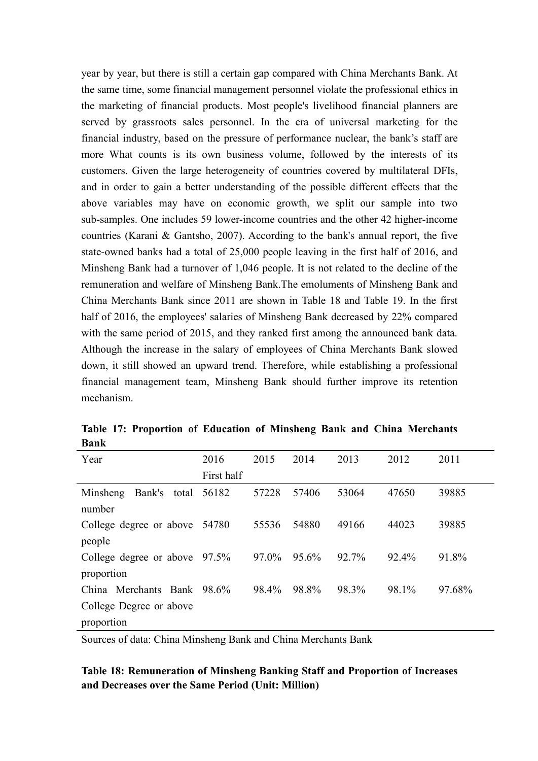year by year, but there is still a certain gap compared with China Merchants Bank. At the same time, some financial management personnel violate the professional ethics in the marketing of financial products. Most people's livelihood financial planners are served by grassroots sales personnel. In the era of universal marketing for the financial industry, based on the pressure of performance nuclear, the bank's staff are more What counts is its own business volume, followed by the interests of its customers. Given the large heterogeneity of countries covered by multilateral DFIs, and in order to gain a better understanding of the possible different effects that the above variables may have on economic growth, we split our sample into two sub-samples. One includes 59 lower-income countries and the other 42 higher-income countries (Karani & Gantsho, 2007). According to the bank's annual report, the five state-owned banks had a total of 25,000 people leaving in the first half of 2016, and Minsheng Bank had a turnover of 1,046 people. It is not related to the decline of the remuneration and welfare of Minsheng Bank.The emoluments of Minsheng Bank and China Merchants Bank since 2011 are shown in Table 18 and Table 19. In the first half of 2016, the employees' salaries of Minsheng Bank decreased by 22% compared with the same period of 2015, and they ranked first among the announced bank data. Although the increase in the salary of employees of China Merchants Bank slowed down, it still showed an upward trend. Therefore, while establishing a professional financial management team, Minsheng Bank should further improve its retention mechanism.

**Table 17: Proportion of Education of Minsheng Bank and China Merchants Bank**

| Year | 2016 First half | 2015 | 2014 | 2013 | 2012 | 2011 |
|---|---|---|---|---|---|---|
| Minsheng Bank's total number | 56182 | 57228 | 57406 | 53064 | 47650 | 39885 |
| College degree or above people | 54780 | 55536 | 54880 | 49166 | 44023 | 39885 |
| College degree or above proportion | 97.5% | 97.0% | 95.6% | 92.7% | 92.4% | 91.8% |
| China Merchants Bank College Degree or above proportion | 98.6% | 98.4% | 98.8% | 98.3% | 98.1% | 97.68% |

Sources of data: China Minsheng Bank and China Merchants Bank

**Table 18: Remuneration of Minsheng Banking Staff and Proportion of Increases and Decreases over the Same Period (Unit: Million)**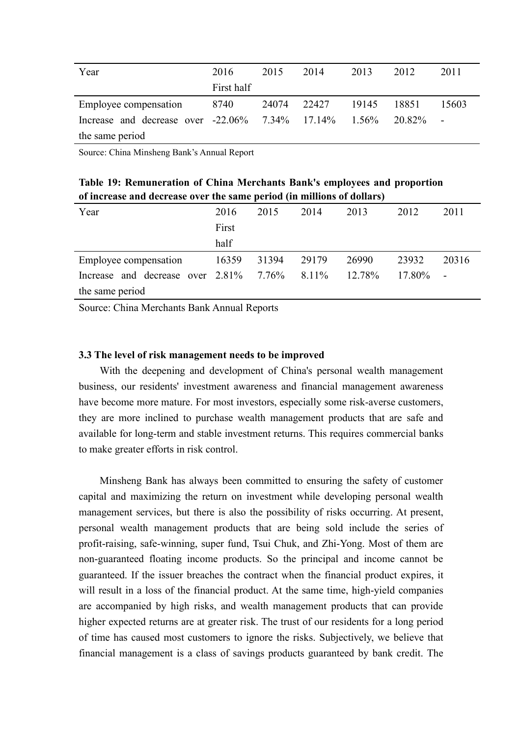| Year | 2016 First half | 2015 | 2014 | 2013 | 2012 | 2011 |
|---|---|---|---|---|---|---|
| Employee compensation | 8740 | 24074 | 22427 | 19145 | 18851 | 15603 |
| Increase and decrease over the same period | -22.06% | 7.34% | 17.14% | 1.56% | 20.82% | - |

Source: China Minsheng Bank's Annual Report

**Table 19: Remuneration of China Merchants Bank's employees and proportion of increase and decrease over the same period (in millions of dollars)**

| Year | 2016 First half | 2015 | 2014 | 2013 | 2012 | 2011 |
|---|---|---|---|---|---|---|
| Employee compensation | 16359 | 31394 | 29179 | 26990 | 23932 | 20316 |
| Increase and decrease over the same period | 2.81% | 7.76% | 8.11% | 12.78% | 17.80% | - |

Source: China Merchants Bank Annual Reports

### 3.3 The level of risk management needs to be improved

With the deepening and development of China's personal wealth management business, our residents' investment awareness and financial management awareness have become more mature. For most investors, especially some risk-averse customers, they are more inclined to purchase wealth management products that are safe and available for long-term and stable investment returns. This requires commercial banks to make greater efforts in risk control.

Minsheng Bank has always been committed to ensuring the safety of customer capital and maximizing the return on investment while developing personal wealth management services, but there is also the possibility of risks occurring. At present, personal wealth management products that are being sold include the series of profit-raising, safe-winning, super fund, Tsui Chuk, and Zhi-Yong. Most of them are non-guaranteed floating income products. So the principal and income cannot be guaranteed. If the issuer breaches the contract when the financial product expires, it will result in a loss of the financial product. At the same time, high-yield companies are accompanied by high risks, and wealth management products that can provide higher expected returns are at greater risk. The trust of our residents for a long period of time has caused most customers to ignore the risks. Subjectively, we believe that financial management is a class of savings products guaranteed by bank credit. The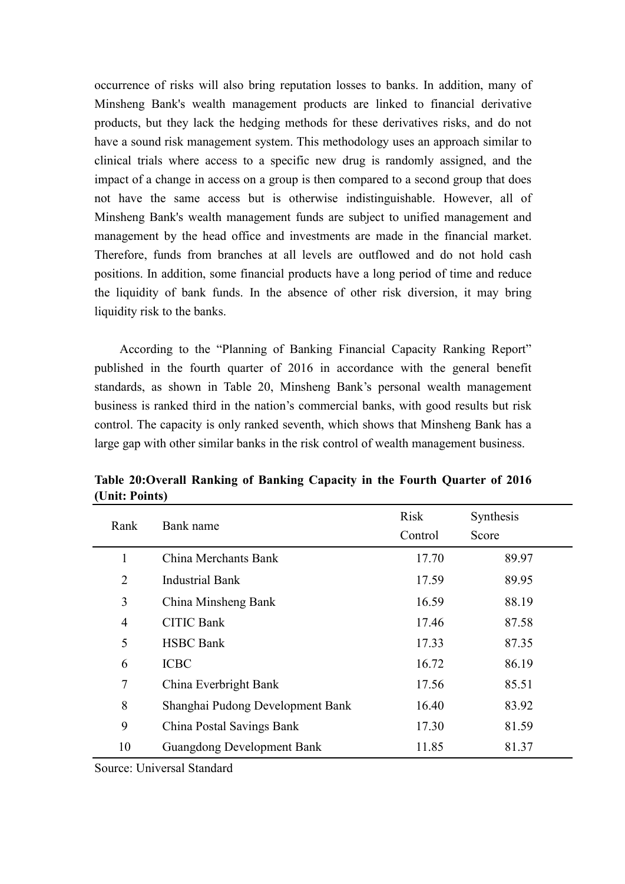occurrence of risks will also bring reputation losses to banks. In addition, many of Minsheng Bank's wealth management products are linked to financial derivative products, but they lack the hedging methods for these derivatives risks, and do not have a sound risk management system. This methodology uses an approach similar to clinical trials where access to a specific new drug is randomly assigned, and the impact of a change in access on a group is then compared to a second group that does not have the same access but is otherwise indistinguishable. However, all of Minsheng Bank's wealth management funds are subject to unified management and management by the head office and investments are made in the financial market. Therefore, funds from branches at all levels are outflowed and do not hold cash positions. In addition, some financial products have a long period of time and reduce the liquidity of bank funds. In the absence of other risk diversion, it may bring liquidity risk to the banks.

According to the "Planning of Banking Financial Capacity Ranking Report" published in the fourth quarter of 2016 in accordance with the general benefit standards, as shown in Table 20, Minsheng Bank's personal wealth management business is ranked third in the nation's commercial banks, with good results but risk control. The capacity is only ranked seventh, which shows that Minsheng Bank has a large gap with other similar banks in the risk control of wealth management business.

**Table 20:Overall Ranking of Banking Capacity in the Fourth Quarter of 2016 (Unit: Points)**

| Rank | Bank name | Risk Control | Synthesis Score |
|---|---|---|---|
| 1 | China Merchants Bank | 17.70 | 89.97 |
| 2 | Industrial Bank | 17.59 | 89.95 |
| 3 | China Minsheng Bank | 16.59 | 88.19 |
| 4 | CITIC Bank | 17.46 | 87.58 |
| 5 | HSBC Bank | 17.33 | 87.35 |
| 6 | ICBC | 16.72 | 86.19 |
| 7 | China Everbright Bank | 17.56 | 85.51 |
| 8 | Shanghai Pudong Development Bank | 16.40 | 83.92 |
| 9 | China Postal Savings Bank | 17.30 | 81.59 |
| 10 | Guangdong Development Bank | 11.85 | 81.37 |

Source: Universal Standard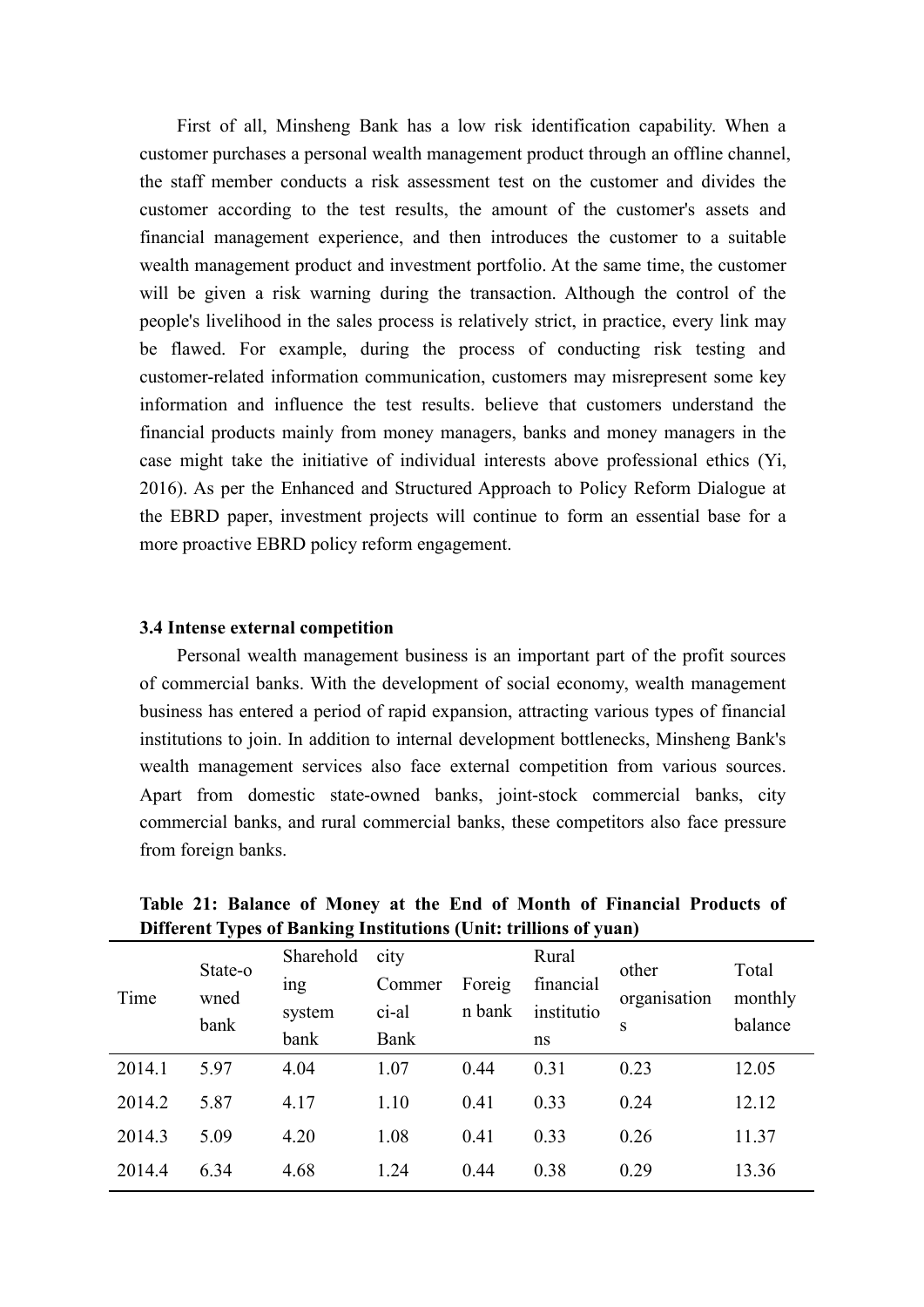First of all, Minsheng Bank has a low risk identification capability. When a customer purchases a personal wealth management product through an offline channel, the staff member conducts a risk assessment test on the customer and divides the customer according to the test results, the amount of the customer's assets and financial management experience, and then introduces the customer to a suitable wealth management product and investment portfolio. At the same time, the customer will be given a risk warning during the transaction. Although the control of the people's livelihood in the sales process is relatively strict, in practice, every link may be flawed. For example, during the process of conducting risk testing and customer-related information communication, customers may misrepresent some key information and influence the test results. believe that customers understand the financial products mainly from money managers, banks and money managers in the case might take the initiative of individual interests above professional ethics (Yi, 2016). As per the Enhanced and Structured Approach to Policy Reform Dialogue at the EBRD paper, investment projects will continue to form an essential base for a more proactive EBRD policy reform engagement.

### 3.4 Intense external competition

Personal wealth management business is an important part of the profit sources of commercial banks. With the development of social economy, wealth management business has entered a period of rapid expansion, attracting various types of financial institutions to join. In addition to internal development bottlenecks, Minsheng Bank's wealth management services also face external competition from various sources. Apart from domestic state-owned banks, joint-stock commercial banks, city commercial banks, and rural commercial banks, these competitors also face pressure from foreign banks.

**Table 21: Balance of Money at the End of Month of Financial Products of Different Types of Banking Institutions (Unit: trillions of yuan)**

| Time | State-owned bank | Shareholding system bank | city Commerci-al Bank | Foreign bank | Rural financial institutions | other organisations | Total monthly balance |
|---|---|---|---|---|---|---|---|
| 2014.1 | 5.97 | 4.04 | 1.07 | 0.44 | 0.31 | 0.23 | 12.05 |
| 2014.2 | 5.87 | 4.17 | 1.10 | 0.41 | 0.33 | 0.24 | 12.12 |
| 2014.3 | 5.09 | 4.20 | 1.08 | 0.41 | 0.33 | 0.26 | 11.37 |
| 2014.4 | 6.34 | 4.68 | 1.24 | 0.44 | 0.38 | 0.29 | 13.36 |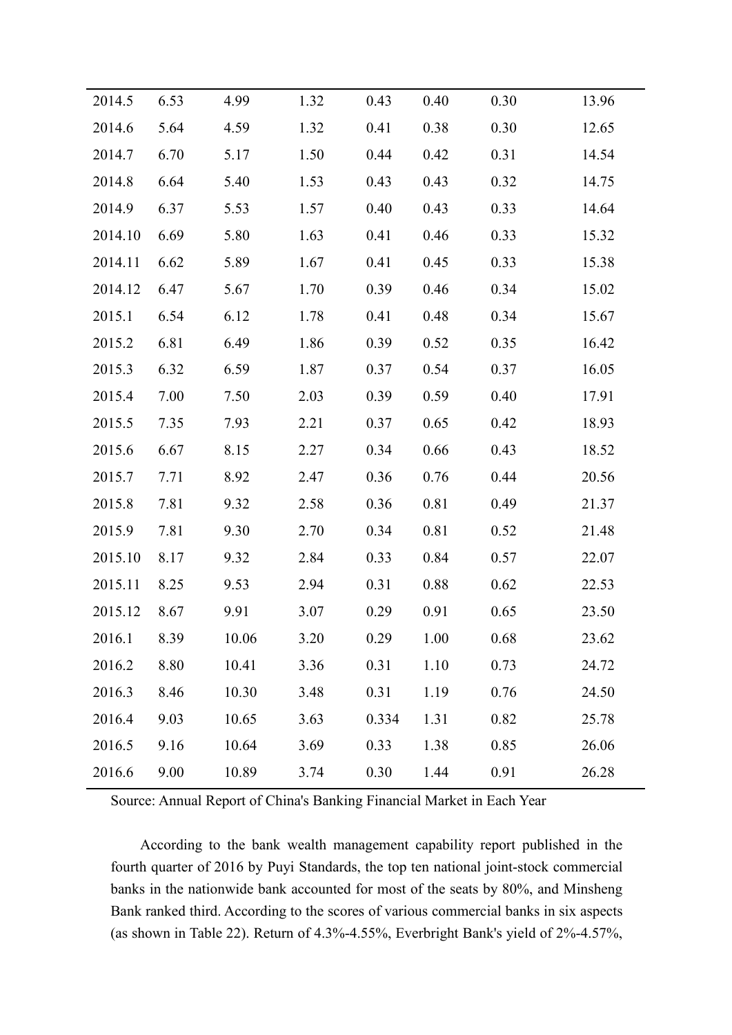| | | | | | | | |
|---|---|---|---|---|---|---|---|
| 2014.5 | 6.53 | 4.99 | 1.32 | 0.43 | 0.40 | 0.30 | 13.96 |
| 2014.6 | 5.64 | 4.59 | 1.32 | 0.41 | 0.38 | 0.30 | 12.65 |
| 2014.7 | 6.70 | 5.17 | 1.50 | 0.44 | 0.42 | 0.31 | 14.54 |
| 2014.8 | 6.64 | 5.40 | 1.53 | 0.43 | 0.43 | 0.32 | 14.75 |
| 2014.9 | 6.37 | 5.53 | 1.57 | 0.40 | 0.43 | 0.33 | 14.64 |
| 2014.10 | 6.69 | 5.80 | 1.63 | 0.41 | 0.46 | 0.33 | 15.32 |
| 2014.11 | 6.62 | 5.89 | 1.67 | 0.41 | 0.45 | 0.33 | 15.38 |
| 2014.12 | 6.47 | 5.67 | 1.70 | 0.39 | 0.46 | 0.34 | 15.02 |
| 2015.1 | 6.54 | 6.12 | 1.78 | 0.41 | 0.48 | 0.34 | 15.67 |
| 2015.2 | 6.81 | 6.49 | 1.86 | 0.39 | 0.52 | 0.35 | 16.42 |
| 2015.3 | 6.32 | 6.59 | 1.87 | 0.37 | 0.54 | 0.37 | 16.05 |
| 2015.4 | 7.00 | 7.50 | 2.03 | 0.39 | 0.59 | 0.40 | 17.91 |
| 2015.5 | 7.35 | 7.93 | 2.21 | 0.37 | 0.65 | 0.42 | 18.93 |
| 2015.6 | 6.67 | 8.15 | 2.27 | 0.34 | 0.66 | 0.43 | 18.52 |
| 2015.7 | 7.71 | 8.92 | 2.47 | 0.36 | 0.76 | 0.44 | 20.56 |
| 2015.8 | 7.81 | 9.32 | 2.58 | 0.36 | 0.81 | 0.49 | 21.37 |
| 2015.9 | 7.81 | 9.30 | 2.70 | 0.34 | 0.81 | 0.52 | 21.48 |
| 2015.10 | 8.17 | 9.32 | 2.84 | 0.33 | 0.84 | 0.57 | 22.07 |
| 2015.11 | 8.25 | 9.53 | 2.94 | 0.31 | 0.88 | 0.62 | 22.53 |
| 2015.12 | 8.67 | 9.91 | 3.07 | 0.29 | 0.91 | 0.65 | 23.50 |
| 2016.1 | 8.39 | 10.06 | 3.20 | 0.29 | 1.00 | 0.68 | 23.62 |
| 2016.2 | 8.80 | 10.41 | 3.36 | 0.31 | 1.10 | 0.73 | 24.72 |
| 2016.3 | 8.46 | 10.30 | 3.48 | 0.31 | 1.19 | 0.76 | 24.50 |
| 2016.4 | 9.03 | 10.65 | 3.63 | 0.334 | 1.31 | 0.82 | 25.78 |
| 2016.5 | 9.16 | 10.64 | 3.69 | 0.33 | 1.38 | 0.85 | 26.06 |
| 2016.6 | 9.00 | 10.89 | 3.74 | 0.30 | 1.44 | 0.91 | 26.28 |

Source: Annual Report of China's Banking Financial Market in Each Year

According to the bank wealth management capability report published in the fourth quarter of 2016 by Puyi Standards, the top ten national joint-stock commercial banks in the nationwide bank accounted for most of the seats by 80%, and Minsheng Bank ranked third. According to the scores of various commercial banks in six aspects (as shown in Table 22). Return of 4.3%-4.55%, Everbright Bank's yield of 2%-4.57%,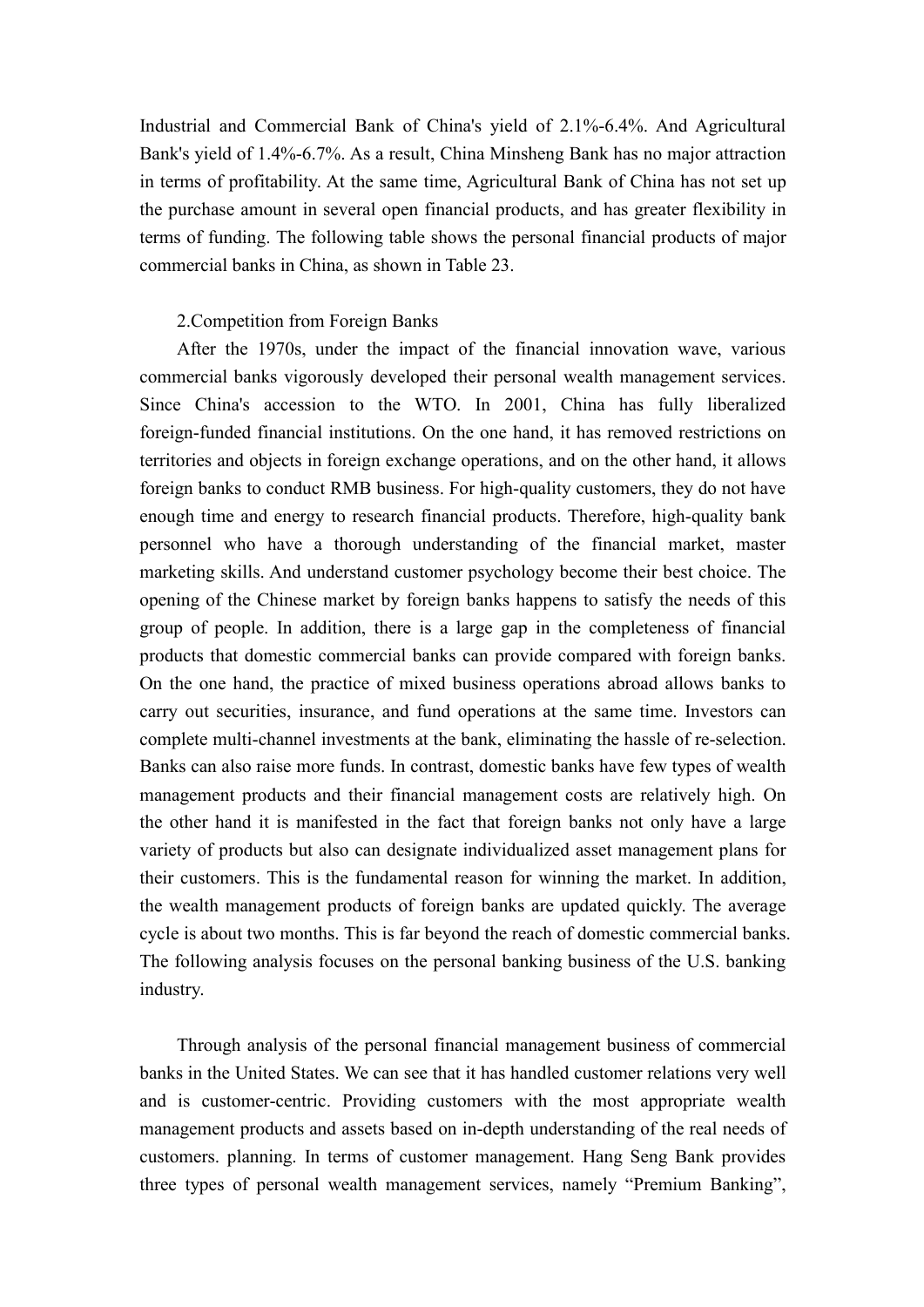Industrial and Commercial Bank of China's yield of 2.1%-6.4%. And Agricultural Bank's yield of 1.4%-6.7%. As a result, China Minsheng Bank has no major attraction in terms of profitability. At the same time, Agricultural Bank of China has not set up the purchase amount in several open financial products, and has greater flexibility in terms of funding. The following table shows the personal financial products of major commercial banks in China, as shown in Table 23.

2.Competition from Foreign Banks

After the 1970s, under the impact of the financial innovation wave, various commercial banks vigorously developed their personal wealth management services. Since China's accession to the WTO. In 2001, China has fully liberalized foreign-funded financial institutions. On the one hand, it has removed restrictions on territories and objects in foreign exchange operations, and on the other hand, it allows foreign banks to conduct RMB business. For high-quality customers, they do not have enough time and energy to research financial products. Therefore, high-quality bank personnel who have a thorough understanding of the financial market, master marketing skills. And understand customer psychology become their best choice. The opening of the Chinese market by foreign banks happens to satisfy the needs of this group of people. In addition, there is a large gap in the completeness of financial products that domestic commercial banks can provide compared with foreign banks. On the one hand, the practice of mixed business operations abroad allows banks to carry out securities, insurance, and fund operations at the same time. Investors can complete multi-channel investments at the bank, eliminating the hassle of re-selection. Banks can also raise more funds. In contrast, domestic banks have few types of wealth management products and their financial management costs are relatively high. On the other hand it is manifested in the fact that foreign banks not only have a large variety of products but also can designate individualized asset management plans for their customers. This is the fundamental reason for winning the market. In addition, the wealth management products of foreign banks are updated quickly. The average cycle is about two months. This is far beyond the reach of domestic commercial banks. The following analysis focuses on the personal banking business of the U.S. banking industry.

Through analysis of the personal financial management business of commercial banks in the United States. We can see that it has handled customer relations very well and is customer-centric. Providing customers with the most appropriate wealth management products and assets based on in-depth understanding of the real needs of customers. planning. In terms of customer management. Hang Seng Bank provides three types of personal wealth management services, namely “Premium Banking”,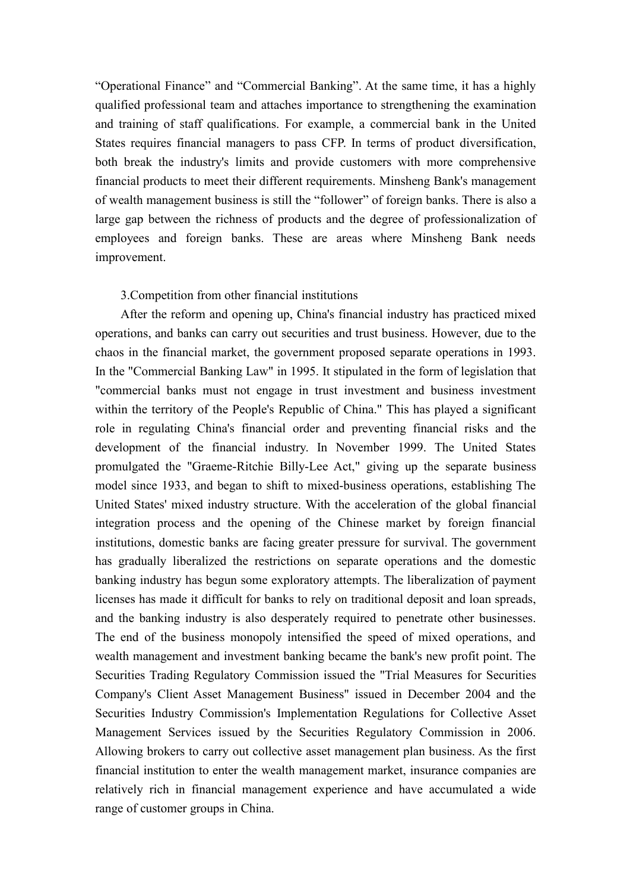"Operational Finance" and "Commercial Banking". At the same time, it has a highly qualified professional team and attaches importance to strengthening the examination and training of staff qualifications. For example, a commercial bank in the United States requires financial managers to pass CFP. In terms of product diversification, both break the industry's limits and provide customers with more comprehensive financial products to meet their different requirements. Minsheng Bank's management of wealth management business is still the "follower" of foreign banks. There is also a large gap between the richness of products and the degree of professionalization of employees and foreign banks. These are areas where Minsheng Bank needs improvement.

3.Competition from other financial institutions

After the reform and opening up, China's financial industry has practiced mixed operations, and banks can carry out securities and trust business. However, due to the chaos in the financial market, the government proposed separate operations in 1993. In the "Commercial Banking Law" in 1995. It stipulated in the form of legislation that "commercial banks must not engage in trust investment and business investment within the territory of the People's Republic of China." This has played a significant role in regulating China's financial order and preventing financial risks and the development of the financial industry. In November 1999. The United States promulgated the "Graeme-Ritchie Billy-Lee Act," giving up the separate business model since 1933, and began to shift to mixed-business operations, establishing The United States' mixed industry structure. With the acceleration of the global financial integration process and the opening of the Chinese market by foreign financial institutions, domestic banks are facing greater pressure for survival. The government has gradually liberalized the restrictions on separate operations and the domestic banking industry has begun some exploratory attempts. The liberalization of payment licenses has made it difficult for banks to rely on traditional deposit and loan spreads, and the banking industry is also desperately required to penetrate other businesses. The end of the business monopoly intensified the speed of mixed operations, and wealth management and investment banking became the bank's new profit point. The Securities Trading Regulatory Commission issued the "Trial Measures for Securities Company's Client Asset Management Business" issued in December 2004 and the Securities Industry Commission's Implementation Regulations for Collective Asset Management Services issued by the Securities Regulatory Commission in 2006. Allowing brokers to carry out collective asset management plan business. As the first financial institution to enter the wealth management market, insurance companies are relatively rich in financial management experience and have accumulated a wide range of customer groups in China.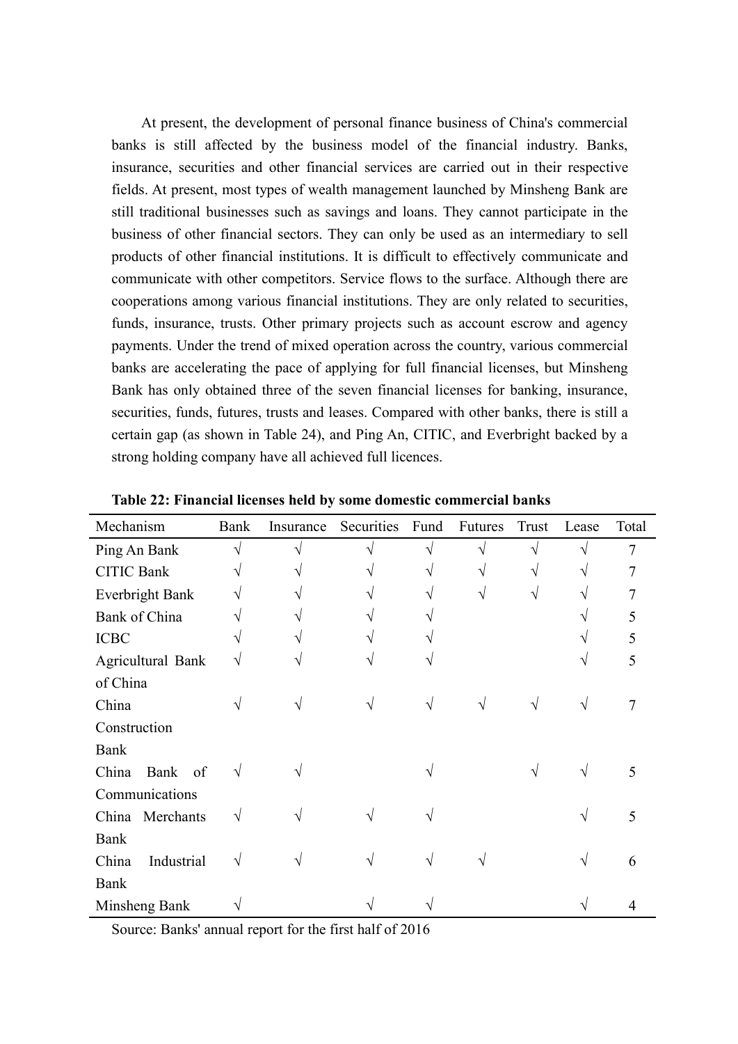At present, the development of personal finance business of China's commercial banks is still affected by the business model of the financial industry. Banks, insurance, securities and other financial services are carried out in their respective fields. At present, most types of wealth management launched by Minsheng Bank are still traditional businesses such as savings and loans. They cannot participate in the business of other financial sectors. They can only be used as an intermediary to sell products of other financial institutions. It is difficult to effectively communicate and communicate with other competitors. Service flows to the surface. Although there are cooperations among various financial institutions. They are only related to securities, funds, insurance, trusts. Other primary projects such as account escrow and agency payments. Under the trend of mixed operation across the country, various commercial banks are accelerating the pace of applying for full financial licenses, but Minsheng Bank has only obtained three of the seven financial licenses for banking, insurance, securities, funds, futures, trusts and leases. Compared with other banks, there is still a certain gap (as shown in Table 24), and Ping An, CITIC, and Everbright backed by a strong holding company have all achieved full licences.

**Table 22: Financial licenses held by some domestic commercial banks**

| Mechanism | Bank | Insurance | Securities | Fund | Futures | Trust | Lease | Total |
|---|---|---|---|---|---|---|---|---|
| Ping An Bank | √ | √ | √ | √ | √ | √ | √ | 7 |
| CITIC Bank | √ | √ | √ | √ | √ | √ | √ | 7 |
| Everbright Bank | √ | √ | √ | √ | √ | √ | √ | 7 |
| Bank of China | √ | √ | √ | √ | | | √ | 5 |
| ICBC | √ | √ | √ | √ | | | √ | 5 |
| Agricultural Bank of China | √ | √ | √ | √ | | | √ | 5 |
| China Construction Bank | √ | √ | √ | √ | √ | √ | √ | 7 |
| China Bank of Communications | √ | √ | | √ | | √ | √ | 5 |
| China Merchants Bank | √ | √ | √ | √ | | | √ | 5 |
| China Industrial Bank | √ | √ | √ | √ | √ | | √ | 6 |
| Minsheng Bank | √ | | √ | √ | | | √ | 4 |

Source: Banks' annual report for the first half of 2016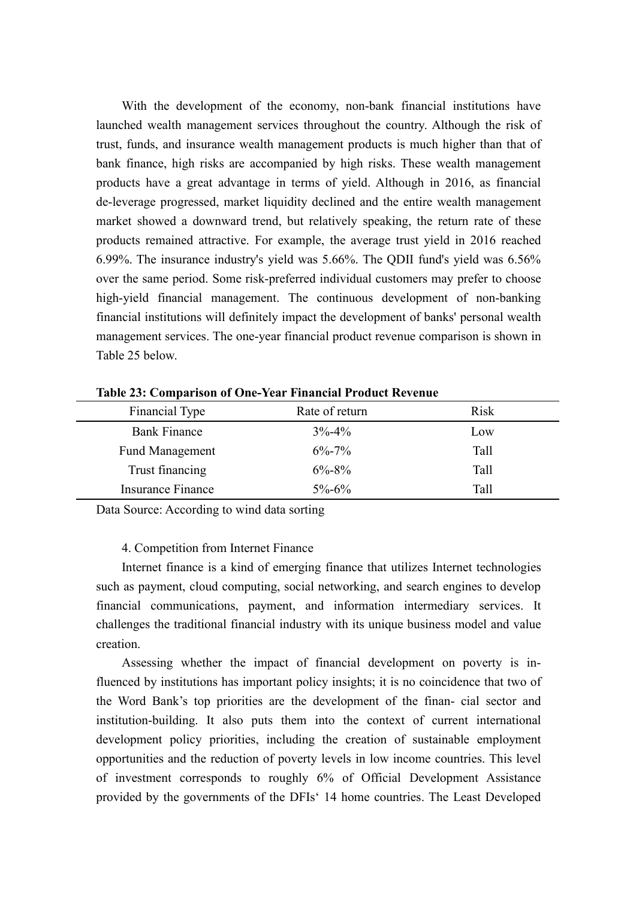With the development of the economy, non-bank financial institutions have launched wealth management services throughout the country. Although the risk of trust, funds, and insurance wealth management products is much higher than that of bank finance, high risks are accompanied by high risks. These wealth management products have a great advantage in terms of yield. Although in 2016, as financial de-leverage progressed, market liquidity declined and the entire wealth management market showed a downward trend, but relatively speaking, the return rate of these products remained attractive. For example, the average trust yield in 2016 reached 6.99%. The insurance industry's yield was 5.66%. The QDII fund's yield was 6.56% over the same period. Some risk-preferred individual customers may prefer to choose high-yield financial management. The continuous development of non-banking financial institutions will definitely impact the development of banks' personal wealth management services. The one-year financial product revenue comparison is shown in Table 25 below.

**Table 23: Comparison of One-Year Financial Product Revenue**

| Financial Type | Rate of return | Risk |
| --- | --- | --- |
| Bank Finance | 3%-4% | Low |
| Fund Management | 6%-7% | Tall |
| Trust financing | 6%-8% | Tall |
| Insurance Finance | 5%-6% | Tall |

Data Source: According to wind data sorting

4. Competition from Internet Finance

Internet finance is a kind of emerging finance that utilizes Internet technologies such as payment, cloud computing, social networking, and search engines to develop financial communications, payment, and information intermediary services. It challenges the traditional financial industry with its unique business model and value creation.

Assessing whether the impact of financial development on poverty is in- fluenced by institutions has important policy insights; it is no coincidence that two of the Word Bank's top priorities are the development of the finan- cial sector and institution-building. It also puts them into the context of current international development policy priorities, including the creation of sustainable employment opportunities and the reduction of poverty levels in low income countries. This level of investment corresponds to roughly 6% of Official Development Assistance provided by the governments of the DFIs' 14 home countries. The Least Developed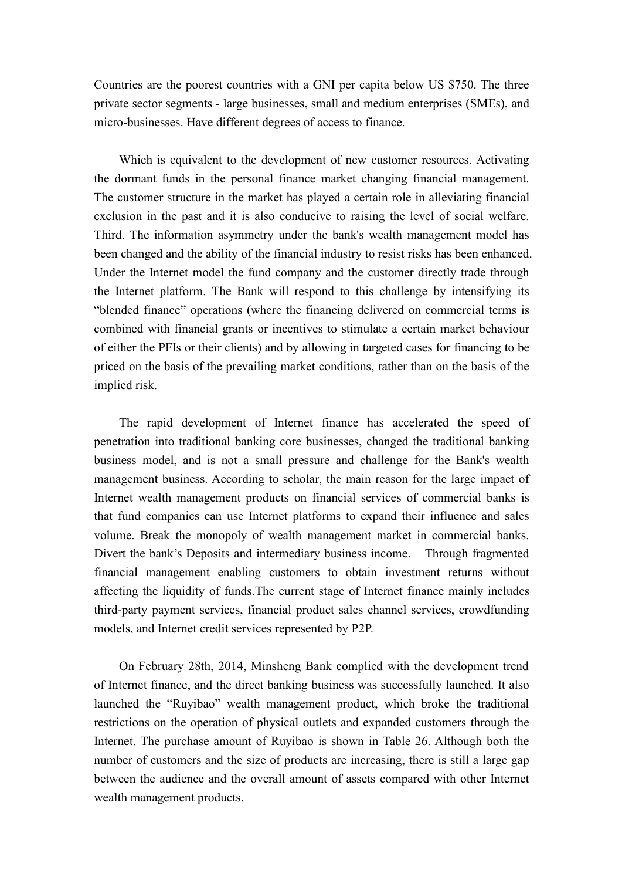Countries are the poorest countries with a GNI per capita below US $750. The three private sector segments - large businesses, small and medium enterprises (SMEs), and micro-businesses. Have different degrees of access to finance.

Which is equivalent to the development of new customer resources. Activating the dormant funds in the personal finance market changing financial management. The customer structure in the market has played a certain role in alleviating financial exclusion in the past and it is also conducive to raising the level of social welfare. Third. The information asymmetry under the bank's wealth management model has been changed and the ability of the financial industry to resist risks has been enhanced. Under the Internet model the fund company and the customer directly trade through the Internet platform. The Bank will respond to this challenge by intensifying its "blended finance" operations (where the financing delivered on commercial terms is combined with financial grants or incentives to stimulate a certain market behaviour of either the PFIs or their clients) and by allowing in targeted cases for financing to be priced on the basis of the prevailing market conditions, rather than on the basis of the implied risk.

The rapid development of Internet finance has accelerated the speed of penetration into traditional banking core businesses, changed the traditional banking business model, and is not a small pressure and challenge for the Bank's wealth management business. According to scholar, the main reason for the large impact of Internet wealth management products on financial services of commercial banks is that fund companies can use Internet platforms to expand their influence and sales volume. Break the monopoly of wealth management market in commercial banks. Divert the bank's Deposits and intermediary business income. Through fragmented financial management enabling customers to obtain investment returns without affecting the liquidity of funds.The current stage of Internet finance mainly includes third-party payment services, financial product sales channel services, crowdfunding models, and Internet credit services represented by P2P.

On February 28th, 2014, Minsheng Bank complied with the development trend of Internet finance, and the direct banking business was successfully launched. It also launched the "Ruyibao" wealth management product, which broke the traditional restrictions on the operation of physical outlets and expanded customers through the Internet. The purchase amount of Ruyibao is shown in Table 26. Although both the number of customers and the size of products are increasing, there is still a large gap between the audience and the overall amount of assets compared with other Internet wealth management products.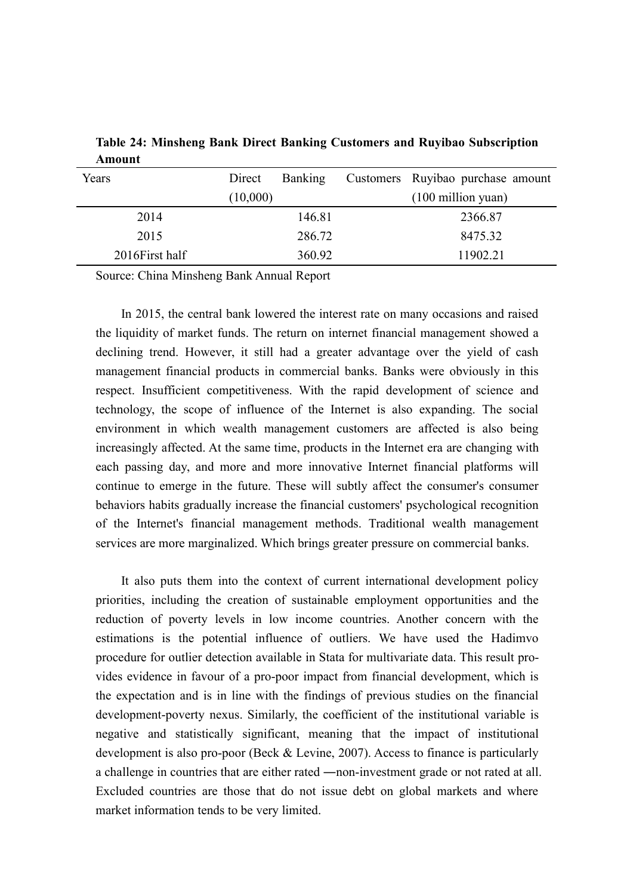**Table 24: Minsheng Bank Direct Banking Customers and Ruyibao Subscription Amount**

| Years | Direct Banking Customers (10,000) | Ruyibao purchase amount (100 million yuan) |
|---|---|---|
| 2014 | 146.81 | 2366.87 |
| 2015 | 286.72 | 8475.32 |
| 2016First half | 360.92 | 11902.21 |

Source: China Minsheng Bank Annual Report

In 2015, the central bank lowered the interest rate on many occasions and raised the liquidity of market funds. The return on internet financial management showed a declining trend. However, it still had a greater advantage over the yield of cash management financial products in commercial banks. Banks were obviously in this respect. Insufficient competitiveness. With the rapid development of science and technology, the scope of influence of the Internet is also expanding. The social environment in which wealth management customers are affected is also being increasingly affected. At the same time, products in the Internet era are changing with each passing day, and more and more innovative Internet financial platforms will continue to emerge in the future. These will subtly affect the consumer's consumer behaviors habits gradually increase the financial customers' psychological recognition of the Internet's financial management methods. Traditional wealth management services are more marginalized. Which brings greater pressure on commercial banks.

It also puts them into the context of current international development policy priorities, including the creation of sustainable employment opportunities and the reduction of poverty levels in low income countries. Another concern with the estimations is the potential influence of outliers. We have used the Hadimvo procedure for outlier detection available in Stata for multivariate data. This result provides evidence in favour of a pro-poor impact from financial development, which is the expectation and is in line with the findings of previous studies on the financial development-poverty nexus. Similarly, the coefficient of the institutional variable is negative and statistically significant, meaning that the impact of institutional development is also pro-poor (Beck & Levine, 2007). Access to finance is particularly a challenge in countries that are either rated ―non-investment grade or not rated at all. Excluded countries are those that do not issue debt on global markets and where market information tends to be very limited.